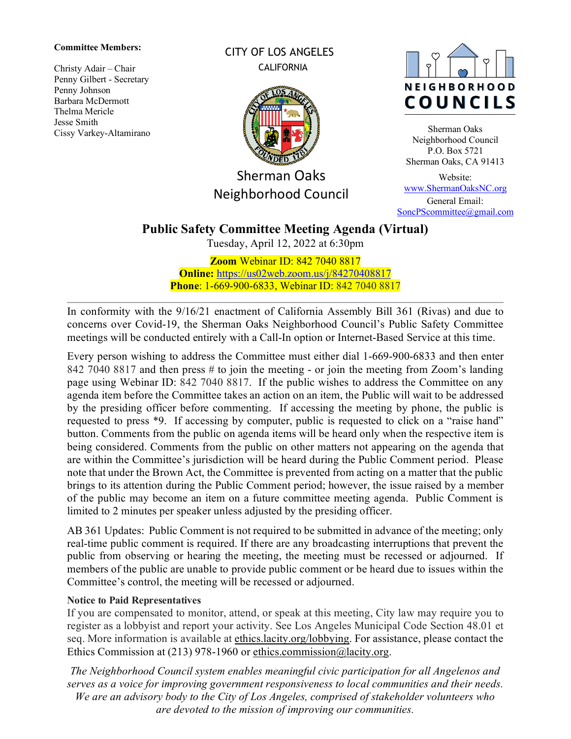**Committee Members:**

Christy Adair – Chair
Penny Gilbert - Secretary
Penny Johnson
Barbara McDermott
Thelma Mericle
Jesse Smith
Cissy Varkey-Altamirano

CITY OF LOS ANGELES
CALIFORNIA

Sherman Oaks
Neighborhood Council

NEIGHBORHOOD COUNCILS

Sherman Oaks
Neighborhood Council
P.O. Box 5721
Sherman Oaks, CA 91413

Website:
www.ShermanOaksNC.org
General Email:
SoncPScommittee@gmail.com

# Public Safety Committee Meeting Agenda (Virtual)

Tuesday, April 12, 2022 at 6:30pm

**Zoom** Webinar ID: 842 7040 8817
**Online:** https://us02web.zoom.us/j/84270408817
**Phone**: 1-669-900-6833, Webinar ID: 842 7040 8817

---

In conformity with the 9/16/21 enactment of California Assembly Bill 361 (Rivas) and due to concerns over Covid-19, the Sherman Oaks Neighborhood Council's Public Safety Committee meetings will be conducted entirely with a Call-In option or Internet-Based Service at this time.

Every person wishing to address the Committee must either dial 1-669-900-6833 and then enter 842 7040 8817 and then press # to join the meeting - or join the meeting from Zoom's landing page using Webinar ID: 842 7040 8817. If the public wishes to address the Committee on any agenda item before the Committee takes an action on an item, the Public will wait to be addressed by the presiding officer before commenting. If accessing the meeting by phone, the public is requested to press *9. If accessing by computer, public is requested to click on a "raise hand" button. Comments from the public on agenda items will be heard only when the respective item is being considered. Comments from the public on other matters not appearing on the agenda that are within the Committee's jurisdiction will be heard during the Public Comment period. Please note that under the Brown Act, the Committee is prevented from acting on a matter that the public brings to its attention during the Public Comment period; however, the issue raised by a member of the public may become an item on a future committee meeting agenda. Public Comment is limited to 2 minutes per speaker unless adjusted by the presiding officer.

AB 361 Updates: Public Comment is not required to be submitted in advance of the meeting; only real-time public comment is required. If there are any broadcasting interruptions that prevent the public from observing or hearing the meeting, the meeting must be recessed or adjourned. If members of the public are unable to provide public comment or be heard due to issues within the Committee's control, the meeting will be recessed or adjourned.

**Notice to Paid Representatives**

If you are compensated to monitor, attend, or speak at this meeting, City law may require you to register as a lobbyist and report your activity. See Los Angeles Municipal Code Section 48.01 et seq. More information is available at ethics.lacity.org/lobbying. For assistance, please contact the Ethics Commission at (213) 978-1960 or ethics.commission@lacity.org.

*The Neighborhood Council system enables meaningful civic participation for all Angelenos and serves as a voice for improving government responsiveness to local communities and their needs. We are an advisory body to the City of Los Angeles, comprised of stakeholder volunteers who are devoted to the mission of improving our communities.*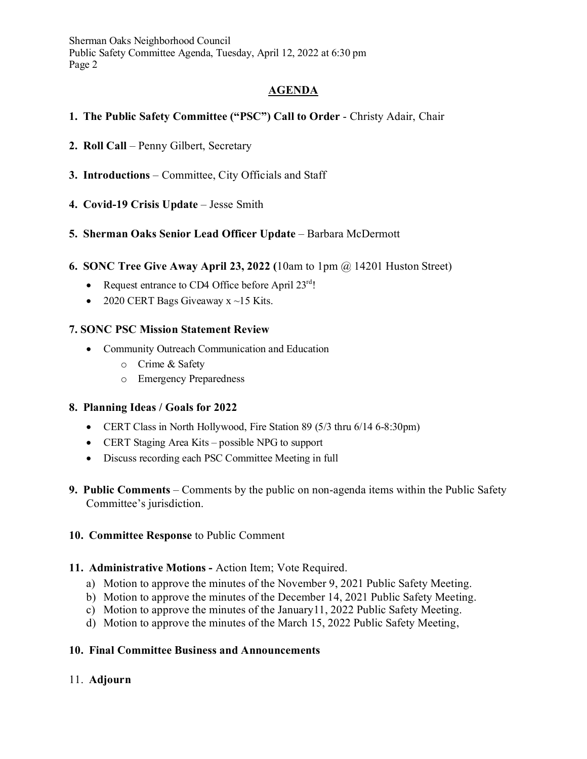## AGENDA

1. **The Public Safety Committee ("PSC") Call to Order** - Christy Adair, Chair

2. **Roll Call** – Penny Gilbert, Secretary

3. **Introductions** – Committee, City Officials and Staff

4. **Covid-19 Crisis Update** – Jesse Smith

5. **Sherman Oaks Senior Lead Officer Update** – Barbara McDermott

6. **SONC Tree Give Away April 23, 2022 (**10am to 1pm @ 14201 Huston Street)
   - Request entrance to CD4 Office before April 23rd!
   - 2020 CERT Bags Giveaway x ~15 Kits.

**7. SONC PSC Mission Statement Review**

- Community Outreach Communication and Education
  - Crime & Safety
  - Emergency Preparedness

**8. Planning Ideas / Goals for 2022**

- CERT Class in North Hollywood, Fire Station 89 (5/3 thru 6/14 6-8:30pm)
- CERT Staging Area Kits – possible NPG to support
- Discuss recording each PSC Committee Meeting in full

**9. Public Comments** – Comments by the public on non-agenda items within the Public Safety Committee's jurisdiction.

**10. Committee Response** to Public Comment

**11. Administrative Motions -** Action Item; Vote Required.

a) Motion to approve the minutes of the November 9, 2021 Public Safety Meeting.
b) Motion to approve the minutes of the December 14, 2021 Public Safety Meeting.
c) Motion to approve the minutes of the January11, 2022 Public Safety Meeting.
d) Motion to approve the minutes of the March 15, 2022 Public Safety Meeting,

**10. Final Committee Business and Announcements**

11. **Adjourn**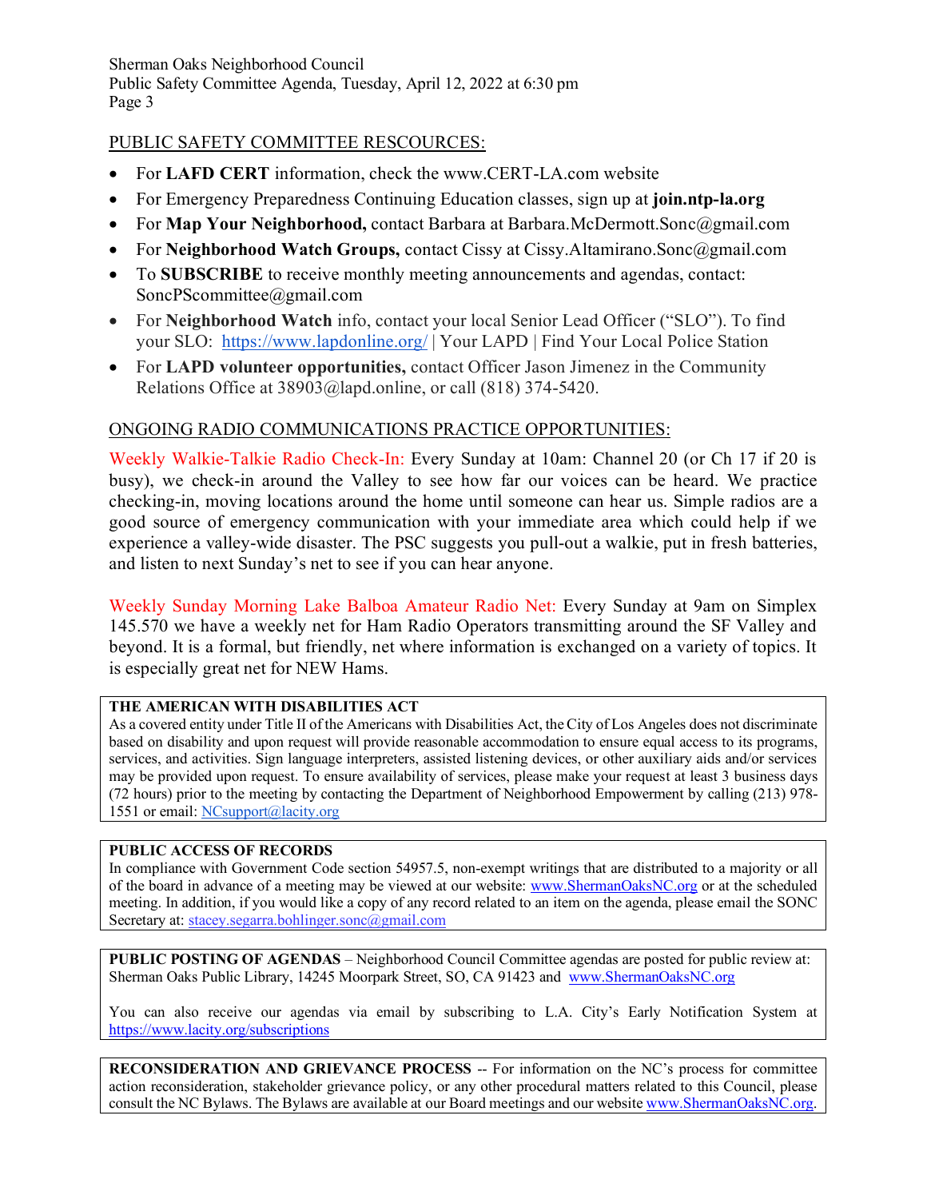## PUBLIC SAFETY COMMITTEE RESCOURCES:

- For **LAFD CERT** information, check the www.CERT-LA.com website
- For Emergency Preparedness Continuing Education classes, sign up at **join.ntp-la.org**
- For **Map Your Neighborhood,** contact Barbara at Barbara.McDermott.Sonc@gmail.com
- For **Neighborhood Watch Groups,** contact Cissy at Cissy.Altamirano.Sonc@gmail.com
- To **SUBSCRIBE** to receive monthly meeting announcements and agendas, contact: SoncPScommittee@gmail.com
- For **Neighborhood Watch** info, contact your local Senior Lead Officer ("SLO"). To find your SLO: https://www.lapdonline.org/ | Your LAPD | Find Your Local Police Station
- For **LAPD volunteer opportunities,** contact Officer Jason Jimenez in the Community Relations Office at 38903@lapd.online, or call (818) 374-5420.

## ONGOING RADIO COMMUNICATIONS PRACTICE OPPORTUNITIES:

Weekly Walkie-Talkie Radio Check-In: Every Sunday at 10am: Channel 20 (or Ch 17 if 20 is busy), we check-in around the Valley to see how far our voices can be heard. We practice checking-in, moving locations around the home until someone can hear us. Simple radios are a good source of emergency communication with your immediate area which could help if we experience a valley-wide disaster. The PSC suggests you pull-out a walkie, put in fresh batteries, and listen to next Sunday's net to see if you can hear anyone.

Weekly Sunday Morning Lake Balboa Amateur Radio Net: Every Sunday at 9am on Simplex 145.570 we have a weekly net for Ham Radio Operators transmitting around the SF Valley and beyond. It is a formal, but friendly, net where information is exchanged on a variety of topics. It is especially great net for NEW Hams.

**THE AMERICAN WITH DISABILITIES ACT**
As a covered entity under Title II of the Americans with Disabilities Act, the City of Los Angeles does not discriminate based on disability and upon request will provide reasonable accommodation to ensure equal access to its programs, services, and activities. Sign language interpreters, assisted listening devices, or other auxiliary aids and/or services may be provided upon request. To ensure availability of services, please make your request at least 3 business days (72 hours) prior to the meeting by contacting the Department of Neighborhood Empowerment by calling (213) 978-1551 or email: NCsupport@lacity.org

**PUBLIC ACCESS OF RECORDS**
In compliance with Government Code section 54957.5, non-exempt writings that are distributed to a majority or all of the board in advance of a meeting may be viewed at our website: www.ShermanOaksNC.org or at the scheduled meeting. In addition, if you would like a copy of any record related to an item on the agenda, please email the SONC Secretary at: stacey.segarra.bohlinger.sonc@gmail.com

**PUBLIC POSTING OF AGENDAS** – Neighborhood Council Committee agendas are posted for public review at: Sherman Oaks Public Library, 14245 Moorpark Street, SO, CA 91423 and www.ShermanOaksNC.org

You can also receive our agendas via email by subscribing to L.A. City's Early Notification System at https://www.lacity.org/subscriptions

**RECONSIDERATION AND GRIEVANCE PROCESS** -- For information on the NC's process for committee action reconsideration, stakeholder grievance policy, or any other procedural matters related to this Council, please consult the NC Bylaws. The Bylaws are available at our Board meetings and our website www.ShermanOaksNC.org.